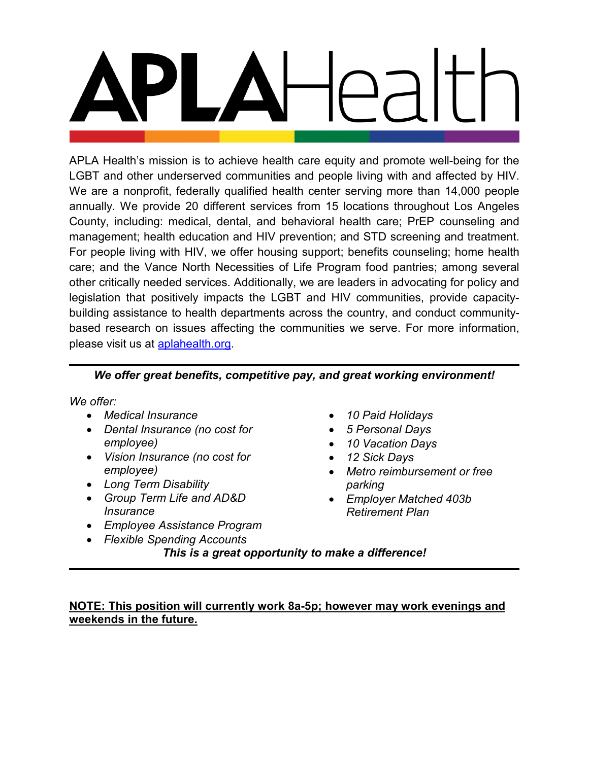# APLA Health

APLA Health's mission is to achieve health care equity and promote well-being for the LGBT and other underserved communities and people living with and affected by HIV. We are a nonprofit, federally qualified health center serving more than 14,000 people annually. We provide 20 different services from 15 locations throughout Los Angeles County, including: medical, dental, and behavioral health care; PrEP counseling and management; health education and HIV prevention; and STD screening and treatment. For people living with HIV, we offer housing support; benefits counseling; home health care; and the Vance North Necessities of Life Program food pantries; among several other critically needed services. Additionally, we are leaders in advocating for policy and legislation that positively impacts the LGBT and HIV communities, provide capacity-building assistance to health departments across the country, and conduct community-based research on issues affecting the communities we serve. For more information, please visit us at [aplahealth.org](aplahealth.org).

---

***We offer great benefits, competitive pay, and great working environment!***

*We offer:*

- *Medical Insurance*
- *Dental Insurance (no cost for employee)*
- *Vision Insurance (no cost for employee)*
- *Long Term Disability*
- *Group Term Life and AD&D Insurance*
- *Employee Assistance Program*
- *Flexible Spending Accounts*
- *10 Paid Holidays*
- *5 Personal Days*
- *10 Vacation Days*
- *12 Sick Days*
- *Metro reimbursement or free parking*
- *Employer Matched 403b Retirement Plan*

***This is a great opportunity to make a difference!***

---

**NOTE: This position will currently work 8a-5p; however may work evenings and weekends in the future.**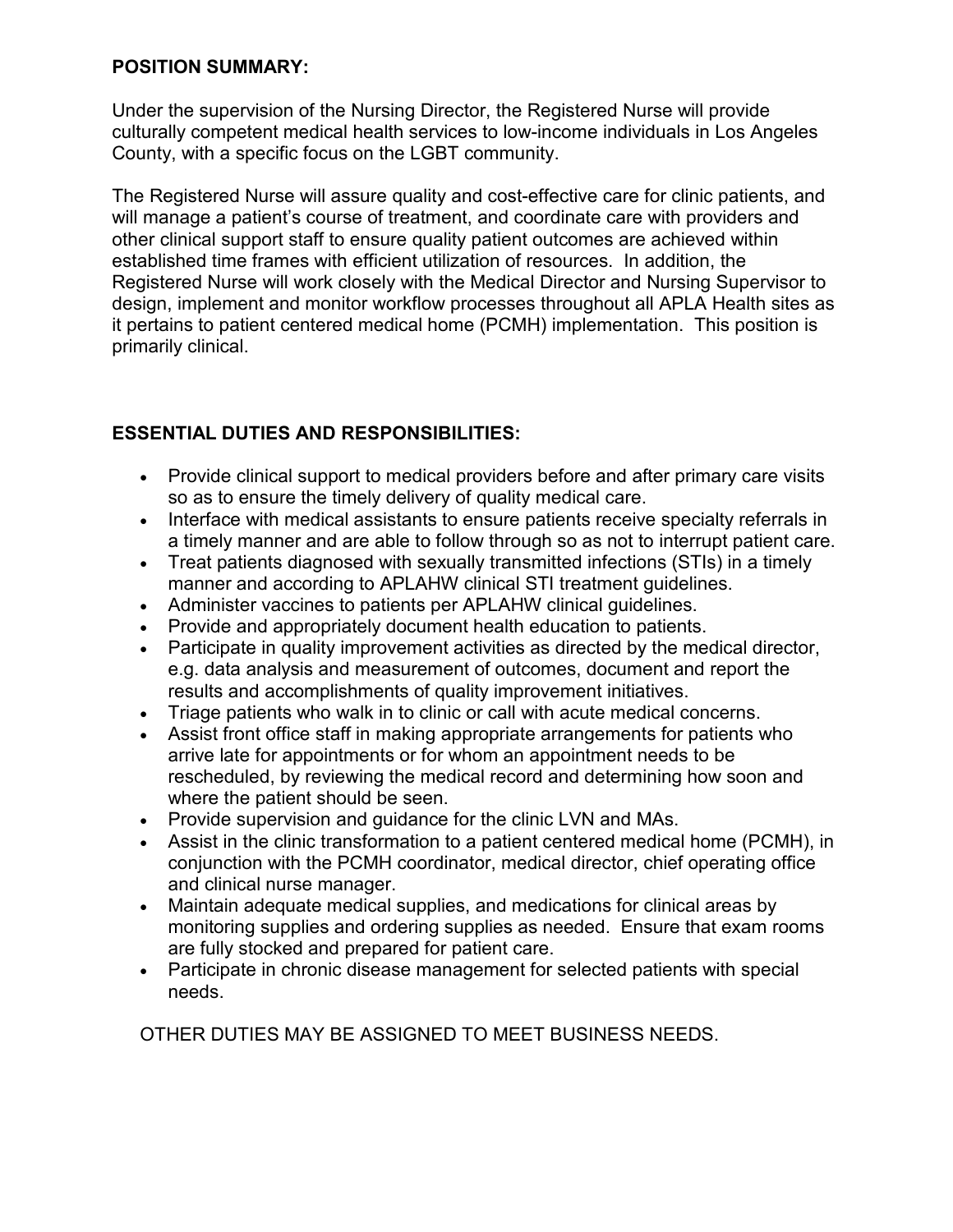**POSITION SUMMARY:**

Under the supervision of the Nursing Director, the Registered Nurse will provide culturally competent medical health services to low-income individuals in Los Angeles County, with a specific focus on the LGBT community.

The Registered Nurse will assure quality and cost-effective care for clinic patients, and will manage a patient's course of treatment, and coordinate care with providers and other clinical support staff to ensure quality patient outcomes are achieved within established time frames with efficient utilization of resources. In addition, the Registered Nurse will work closely with the Medical Director and Nursing Supervisor to design, implement and monitor workflow processes throughout all APLA Health sites as it pertains to patient centered medical home (PCMH) implementation. This position is primarily clinical.

**ESSENTIAL DUTIES AND RESPONSIBILITIES:**

- Provide clinical support to medical providers before and after primary care visits so as to ensure the timely delivery of quality medical care.
- Interface with medical assistants to ensure patients receive specialty referrals in a timely manner and are able to follow through so as not to interrupt patient care.
- Treat patients diagnosed with sexually transmitted infections (STIs) in a timely manner and according to APLAHW clinical STI treatment guidelines.
- Administer vaccines to patients per APLAHW clinical guidelines.
- Provide and appropriately document health education to patients.
- Participate in quality improvement activities as directed by the medical director, e.g. data analysis and measurement of outcomes, document and report the results and accomplishments of quality improvement initiatives.
- Triage patients who walk in to clinic or call with acute medical concerns.
- Assist front office staff in making appropriate arrangements for patients who arrive late for appointments or for whom an appointment needs to be rescheduled, by reviewing the medical record and determining how soon and where the patient should be seen.
- Provide supervision and guidance for the clinic LVN and MAs.
- Assist in the clinic transformation to a patient centered medical home (PCMH), in conjunction with the PCMH coordinator, medical director, chief operating office and clinical nurse manager.
- Maintain adequate medical supplies, and medications for clinical areas by monitoring supplies and ordering supplies as needed. Ensure that exam rooms are fully stocked and prepared for patient care.
- Participate in chronic disease management for selected patients with special needs.

OTHER DUTIES MAY BE ASSIGNED TO MEET BUSINESS NEEDS.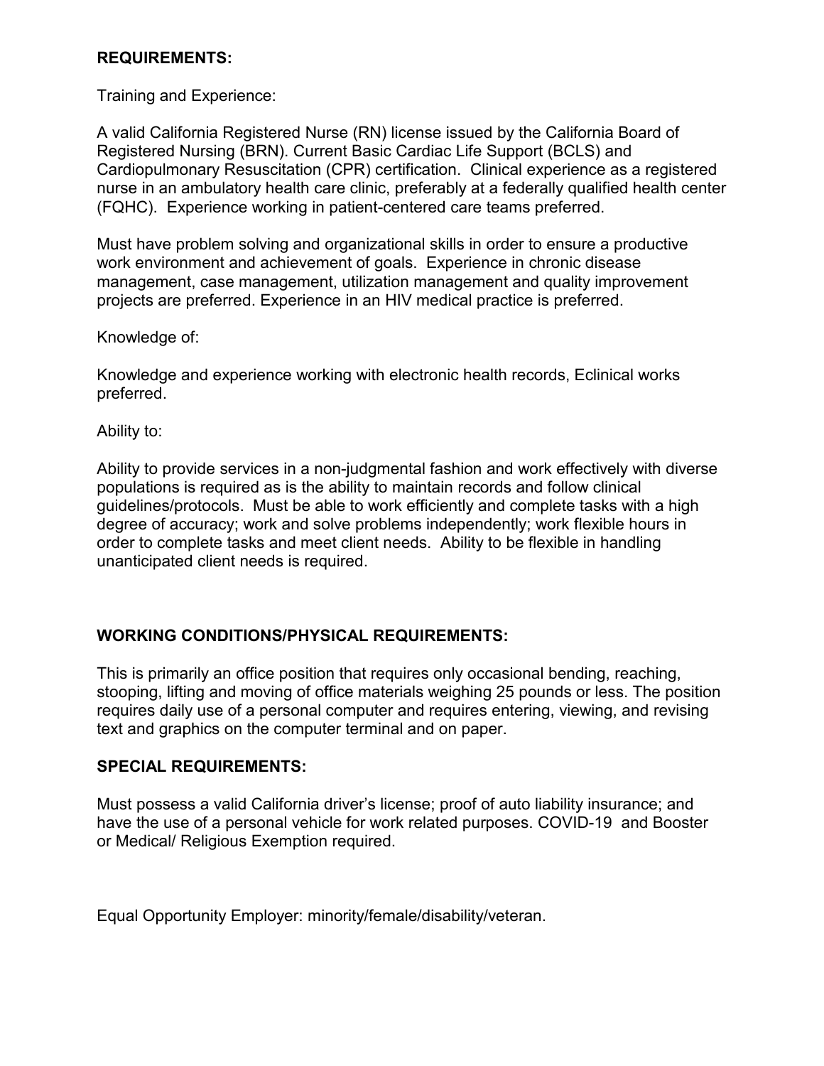**REQUIREMENTS:**

Training and Experience:

A valid California Registered Nurse (RN) license issued by the California Board of Registered Nursing (BRN). Current Basic Cardiac Life Support (BCLS) and Cardiopulmonary Resuscitation (CPR) certification. Clinical experience as a registered nurse in an ambulatory health care clinic, preferably at a federally qualified health center (FQHC). Experience working in patient-centered care teams preferred.

Must have problem solving and organizational skills in order to ensure a productive work environment and achievement of goals. Experience in chronic disease management, case management, utilization management and quality improvement projects are preferred. Experience in an HIV medical practice is preferred.

Knowledge of:

Knowledge and experience working with electronic health records, Eclinical works preferred.

Ability to:

Ability to provide services in a non-judgmental fashion and work effectively with diverse populations is required as is the ability to maintain records and follow clinical guidelines/protocols. Must be able to work efficiently and complete tasks with a high degree of accuracy; work and solve problems independently; work flexible hours in order to complete tasks and meet client needs. Ability to be flexible in handling unanticipated client needs is required.

**WORKING CONDITIONS/PHYSICAL REQUIREMENTS:**

This is primarily an office position that requires only occasional bending, reaching, stooping, lifting and moving of office materials weighing 25 pounds or less. The position requires daily use of a personal computer and requires entering, viewing, and revising text and graphics on the computer terminal and on paper.

**SPECIAL REQUIREMENTS:**

Must possess a valid California driver's license; proof of auto liability insurance; and have the use of a personal vehicle for work related purposes. COVID-19 and Booster or Medical/ Religious Exemption required.

Equal Opportunity Employer: minority/female/disability/veteran.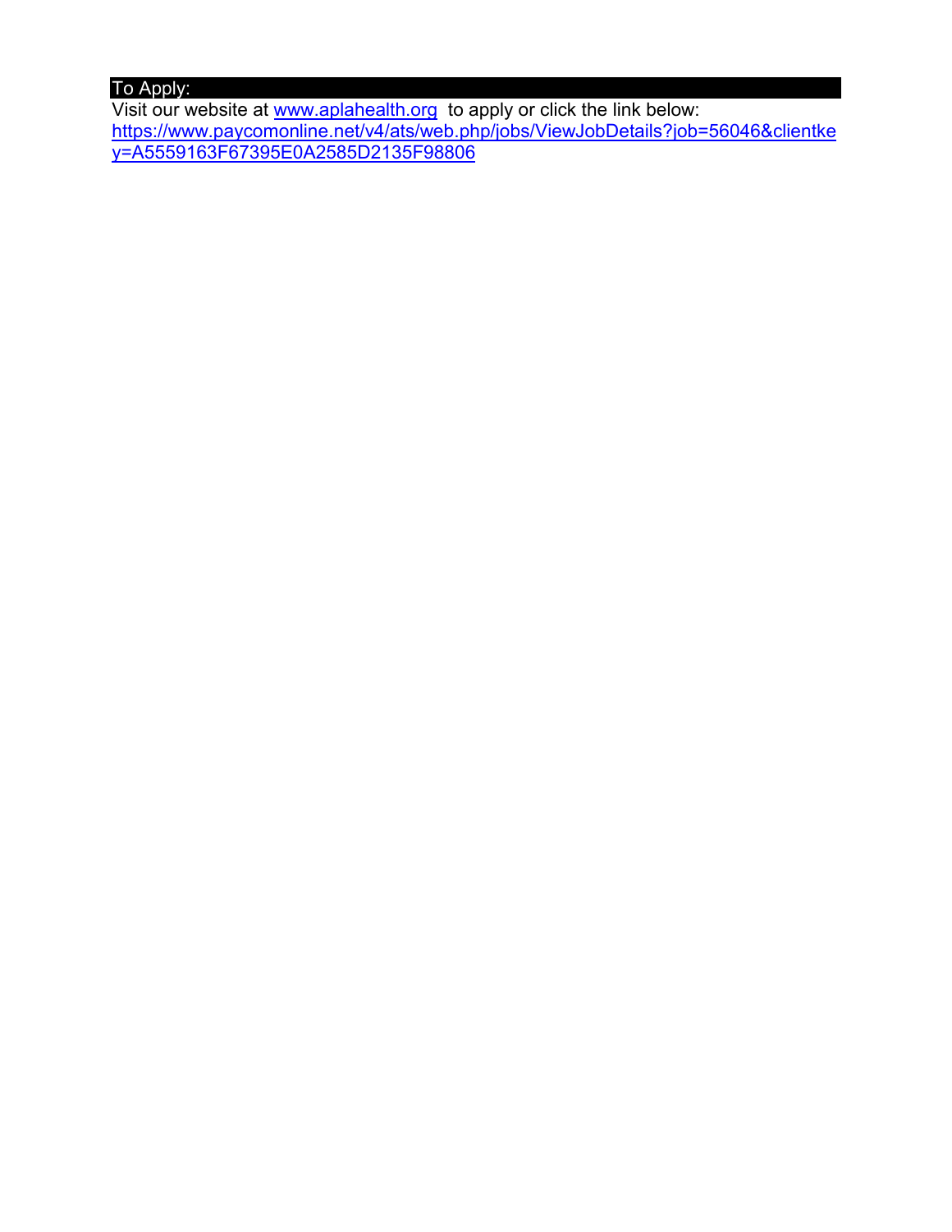## To Apply:

Visit our website at www.aplahealth.org to apply or click the link below:
https://www.paycomonline.net/v4/ats/web.php/jobs/ViewJobDetails?job=56046&clientkey=A5559163F67395E0A2585D2135F98806